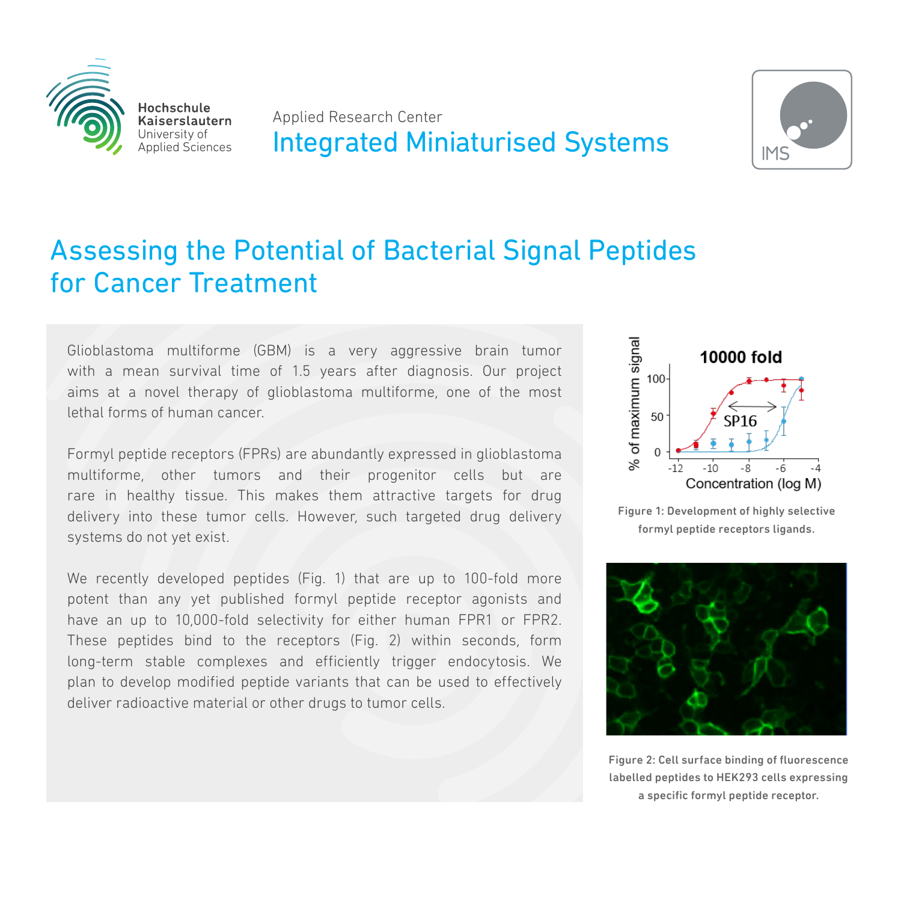Hochschule Kaiserslautern
University of Applied Sciences

Applied Research Center

## Integrated Miniaturised Systems

IMS

# Assessing the Potential of Bacterial Signal Peptides for Cancer Treatment

Glioblastoma multiforme (GBM) is a very aggressive brain tumor with a mean survival time of 1.5 years after diagnosis. Our project aims at a novel therapy of glioblastoma multiforme, one of the most lethal forms of human cancer.

Formyl peptide receptors (FPRs) are abundantly expressed in glioblastoma multiforme, other tumors and their progenitor cells but are rare in healthy tissue. This makes them attractive targets for drug delivery into these tumor cells. However, such targeted drug delivery systems do not yet exist.

We recently developed peptides (Fig. 1) that are up to 100-fold more potent than any yet published formyl peptide receptor agonists and have an up to 10,000-fold selectivity for either human FPR1 or FPR2. These peptides bind to the receptors (Fig. 2) within seconds, form long-term stable complexes and efficiently trigger endocytosis. We plan to develop modified peptide variants that can be used to effectively deliver radioactive material or other drugs to tumor cells.

Figure 1: Development of highly selective formyl peptide receptors ligands.

Figure 2: Cell surface binding of fluorescence labelled peptides to HEK293 cells expressing a specific formyl peptide receptor.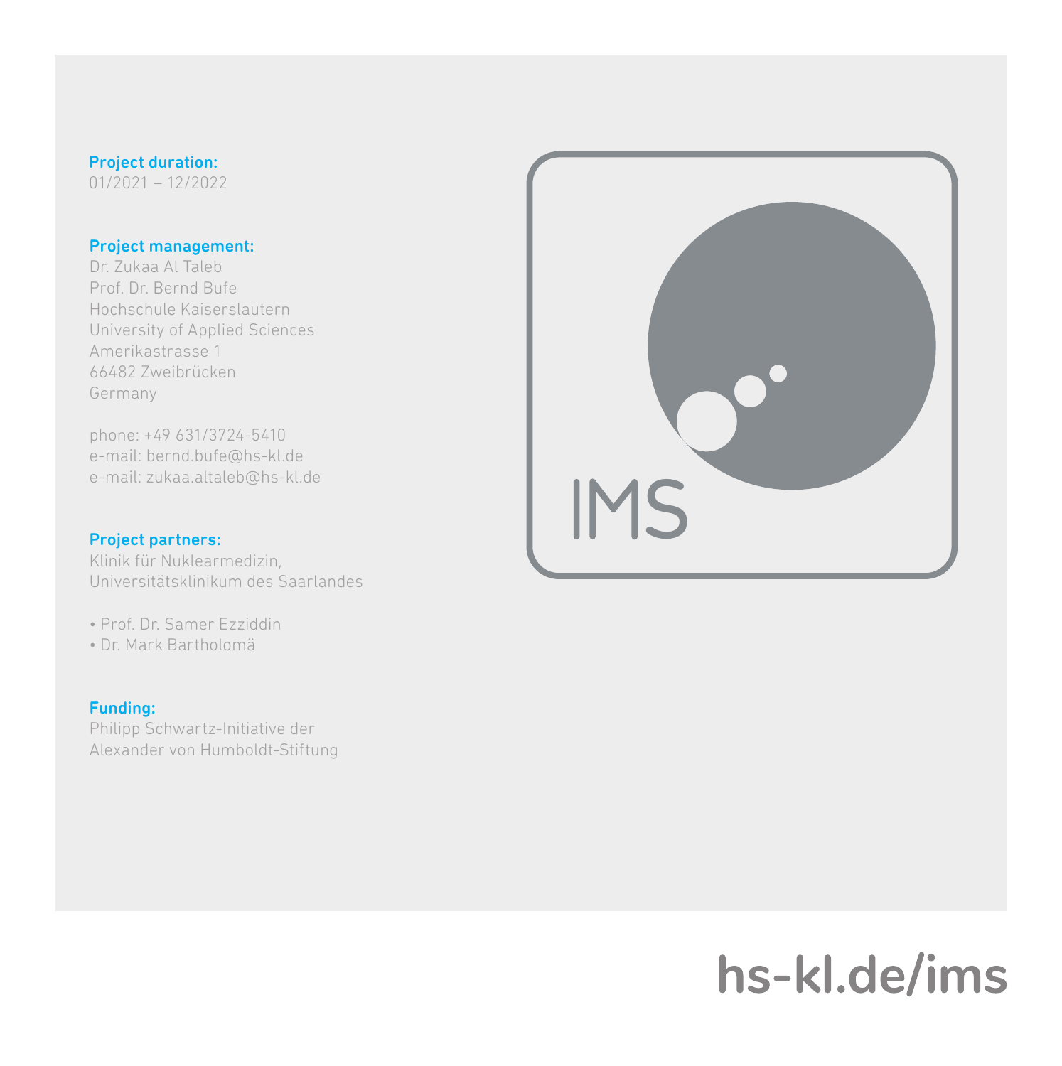**Project duration:**
01/2021 – 12/2022

**Project management:**
Dr. Zukaa Al Taleb
Prof. Dr. Bernd Bufe
Hochschule Kaiserslautern
University of Applied Sciences
Amerikastrasse 1
66482 Zweibrücken
Germany

phone: +49 631/3724-5410
e-mail: bernd.bufe@hs-kl.de
e-mail: zukaa.altaleb@hs-kl.de

**Project partners:**
Klinik für Nuklearmedizin,
Universitätsklinikum des Saarlandes

- Prof. Dr. Samer Ezziddin
- Dr. Mark Bartholomä

**Funding:**
Philipp Schwartz-Initiative der
Alexander von Humboldt-Stiftung

IMS

hs-kl.de/ims